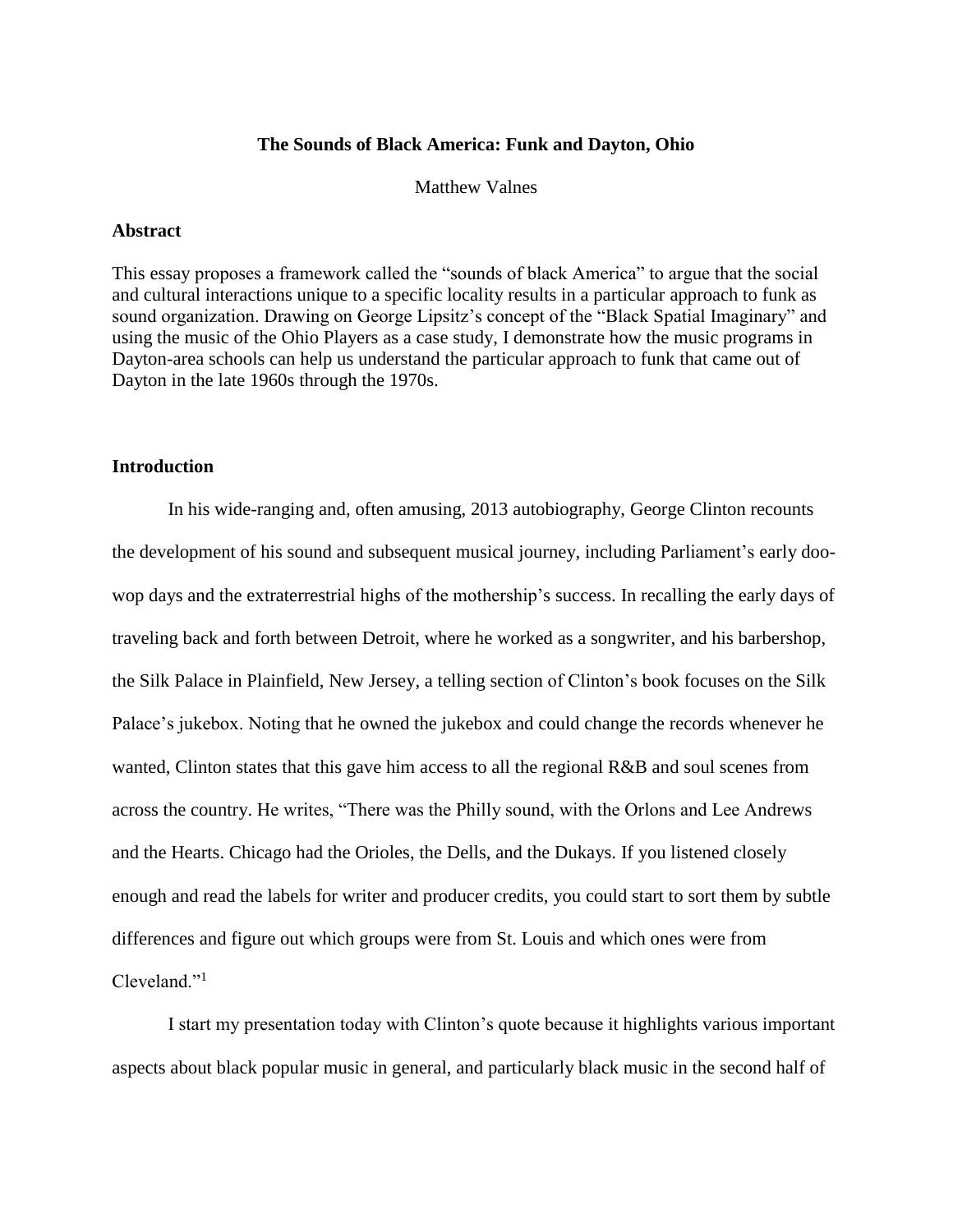# The Sounds of Black America: Funk and Dayton, Ohio

Matthew Valnes

## Abstract

This essay proposes a framework called the "sounds of black America" to argue that the social and cultural interactions unique to a specific locality results in a particular approach to funk as sound organization. Drawing on George Lipsitz's concept of the "Black Spatial Imaginary" and using the music of the Ohio Players as a case study, I demonstrate how the music programs in Dayton-area schools can help us understand the particular approach to funk that came out of Dayton in the late 1960s through the 1970s.

## Introduction

In his wide-ranging and, often amusing, 2013 autobiography, George Clinton recounts the development of his sound and subsequent musical journey, including Parliament's early doo-wop days and the extraterrestrial highs of the mothership's success. In recalling the early days of traveling back and forth between Detroit, where he worked as a songwriter, and his barbershop, the Silk Palace in Plainfield, New Jersey, a telling section of Clinton's book focuses on the Silk Palace's jukebox. Noting that he owned the jukebox and could change the records whenever he wanted, Clinton states that this gave him access to all the regional R&B and soul scenes from across the country. He writes, "There was the Philly sound, with the Orlons and Lee Andrews and the Hearts. Chicago had the Orioles, the Dells, and the Dukays. If you listened closely enough and read the labels for writer and producer credits, you could start to sort them by subtle differences and figure out which groups were from St. Louis and which ones were from Cleveland."[1]

I start my presentation today with Clinton's quote because it highlights various important aspects about black popular music in general, and particularly black music in the second half of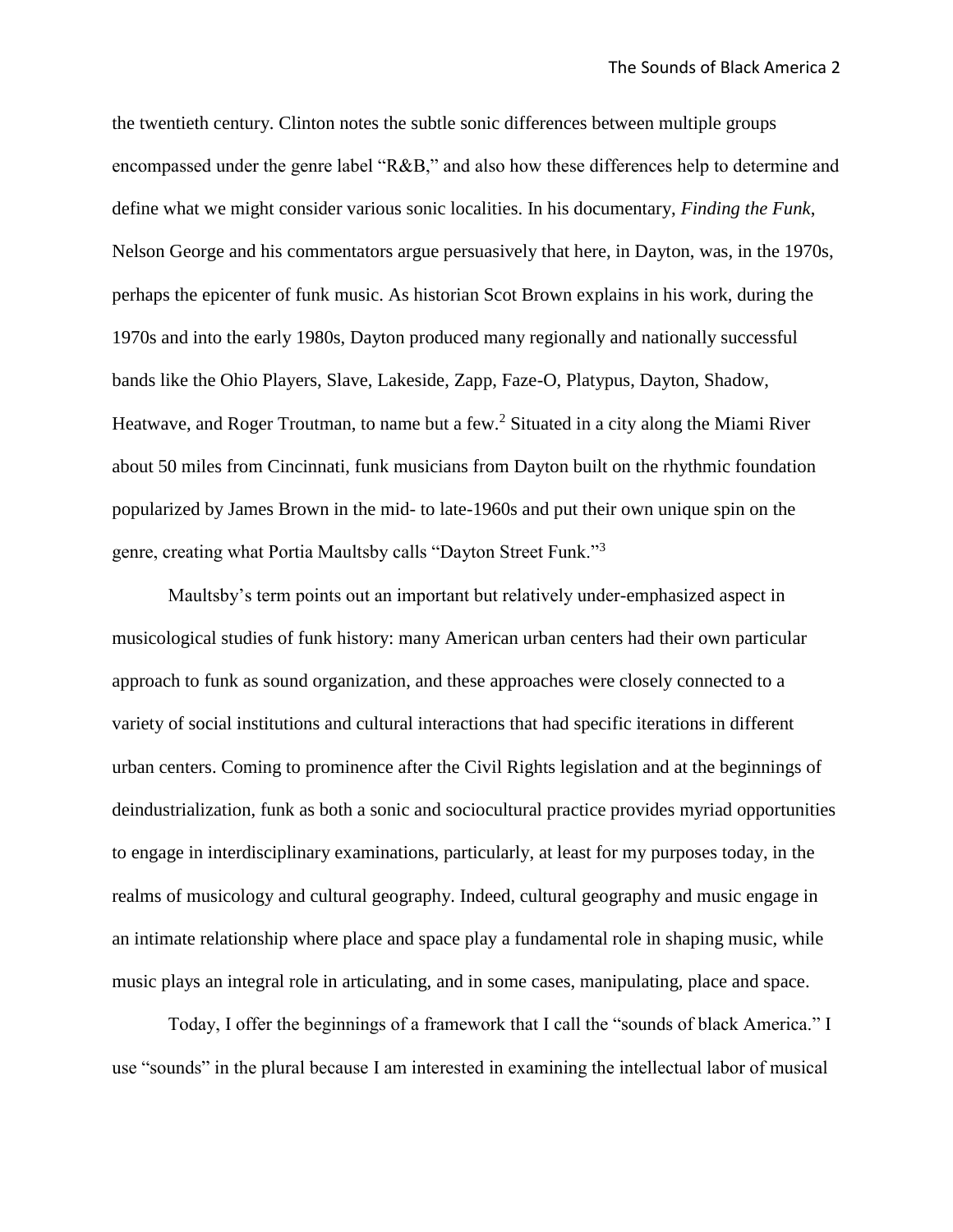the twentieth century. Clinton notes the subtle sonic differences between multiple groups encompassed under the genre label "R&B," and also how these differences help to determine and define what we might consider various sonic localities. In his documentary, *Finding the Funk*, Nelson George and his commentators argue persuasively that here, in Dayton, was, in the 1970s, perhaps the epicenter of funk music. As historian Scot Brown explains in his work, during the 1970s and into the early 1980s, Dayton produced many regionally and nationally successful bands like the Ohio Players, Slave, Lakeside, Zapp, Faze-O, Platypus, Dayton, Shadow, Heatwave, and Roger Troutman, to name but a few.[2] Situated in a city along the Miami River about 50 miles from Cincinnati, funk musicians from Dayton built on the rhythmic foundation popularized by James Brown in the mid- to late-1960s and put their own unique spin on the genre, creating what Portia Maultsby calls "Dayton Street Funk."[3]

Maultsby's term points out an important but relatively under-emphasized aspect in musicological studies of funk history: many American urban centers had their own particular approach to funk as sound organization, and these approaches were closely connected to a variety of social institutions and cultural interactions that had specific iterations in different urban centers. Coming to prominence after the Civil Rights legislation and at the beginnings of deindustrialization, funk as both a sonic and sociocultural practice provides myriad opportunities to engage in interdisciplinary examinations, particularly, at least for my purposes today, in the realms of musicology and cultural geography. Indeed, cultural geography and music engage in an intimate relationship where place and space play a fundamental role in shaping music, while music plays an integral role in articulating, and in some cases, manipulating, place and space.

Today, I offer the beginnings of a framework that I call the "sounds of black America." I use "sounds" in the plural because I am interested in examining the intellectual labor of musical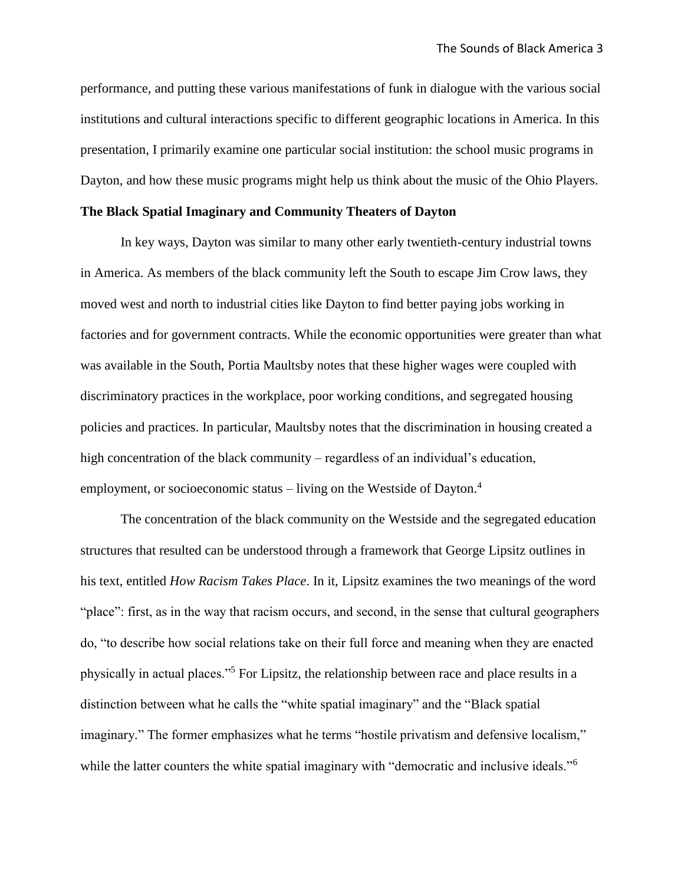performance, and putting these various manifestations of funk in dialogue with the various social institutions and cultural interactions specific to different geographic locations in America. In this presentation, I primarily examine one particular social institution: the school music programs in Dayton, and how these music programs might help us think about the music of the Ohio Players.

**The Black Spatial Imaginary and Community Theaters of Dayton**

In key ways, Dayton was similar to many other early twentieth-century industrial towns in America. As members of the black community left the South to escape Jim Crow laws, they moved west and north to industrial cities like Dayton to find better paying jobs working in factories and for government contracts. While the economic opportunities were greater than what was available in the South, Portia Maultsby notes that these higher wages were coupled with discriminatory practices in the workplace, poor working conditions, and segregated housing policies and practices. In particular, Maultsby notes that the discrimination in housing created a high concentration of the black community – regardless of an individual's education, employment, or socioeconomic status – living on the Westside of Dayton.[4]

The concentration of the black community on the Westside and the segregated education structures that resulted can be understood through a framework that George Lipsitz outlines in his text, entitled *How Racism Takes Place*. In it, Lipsitz examines the two meanings of the word "place": first, as in the way that racism occurs, and second, in the sense that cultural geographers do, "to describe how social relations take on their full force and meaning when they are enacted physically in actual places."[5] For Lipsitz, the relationship between race and place results in a distinction between what he calls the "white spatial imaginary" and the "Black spatial imaginary." The former emphasizes what he terms "hostile privatism and defensive localism," while the latter counters the white spatial imaginary with "democratic and inclusive ideals."[6]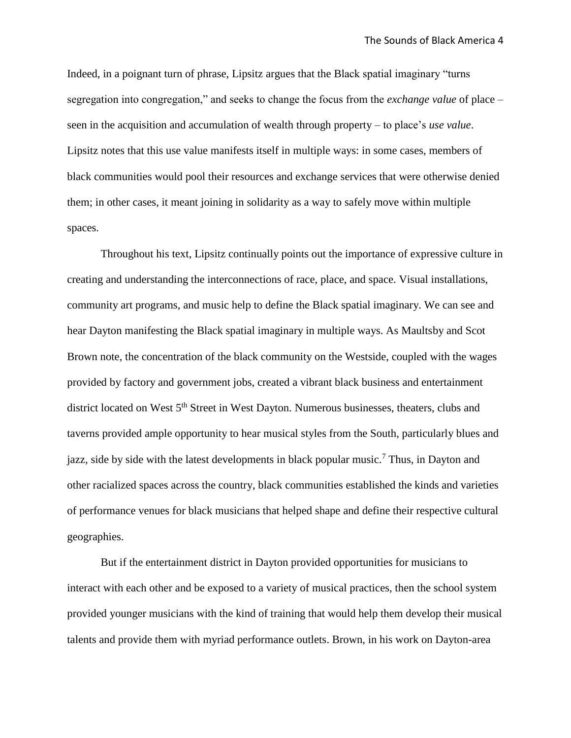Indeed, in a poignant turn of phrase, Lipsitz argues that the Black spatial imaginary "turns segregation into congregation," and seeks to change the focus from the *exchange value* of place – seen in the acquisition and accumulation of wealth through property – to place's *use value*. Lipsitz notes that this use value manifests itself in multiple ways: in some cases, members of black communities would pool their resources and exchange services that were otherwise denied them; in other cases, it meant joining in solidarity as a way to safely move within multiple spaces.

Throughout his text, Lipsitz continually points out the importance of expressive culture in creating and understanding the interconnections of race, place, and space. Visual installations, community art programs, and music help to define the Black spatial imaginary. We can see and hear Dayton manifesting the Black spatial imaginary in multiple ways. As Maultsby and Scot Brown note, the concentration of the black community on the Westside, coupled with the wages provided by factory and government jobs, created a vibrant black business and entertainment district located on West 5th Street in West Dayton. Numerous businesses, theaters, clubs and taverns provided ample opportunity to hear musical styles from the South, particularly blues and jazz, side by side with the latest developments in black popular music.[7] Thus, in Dayton and other racialized spaces across the country, black communities established the kinds and varieties of performance venues for black musicians that helped shape and define their respective cultural geographies.

But if the entertainment district in Dayton provided opportunities for musicians to interact with each other and be exposed to a variety of musical practices, then the school system provided younger musicians with the kind of training that would help them develop their musical talents and provide them with myriad performance outlets. Brown, in his work on Dayton-area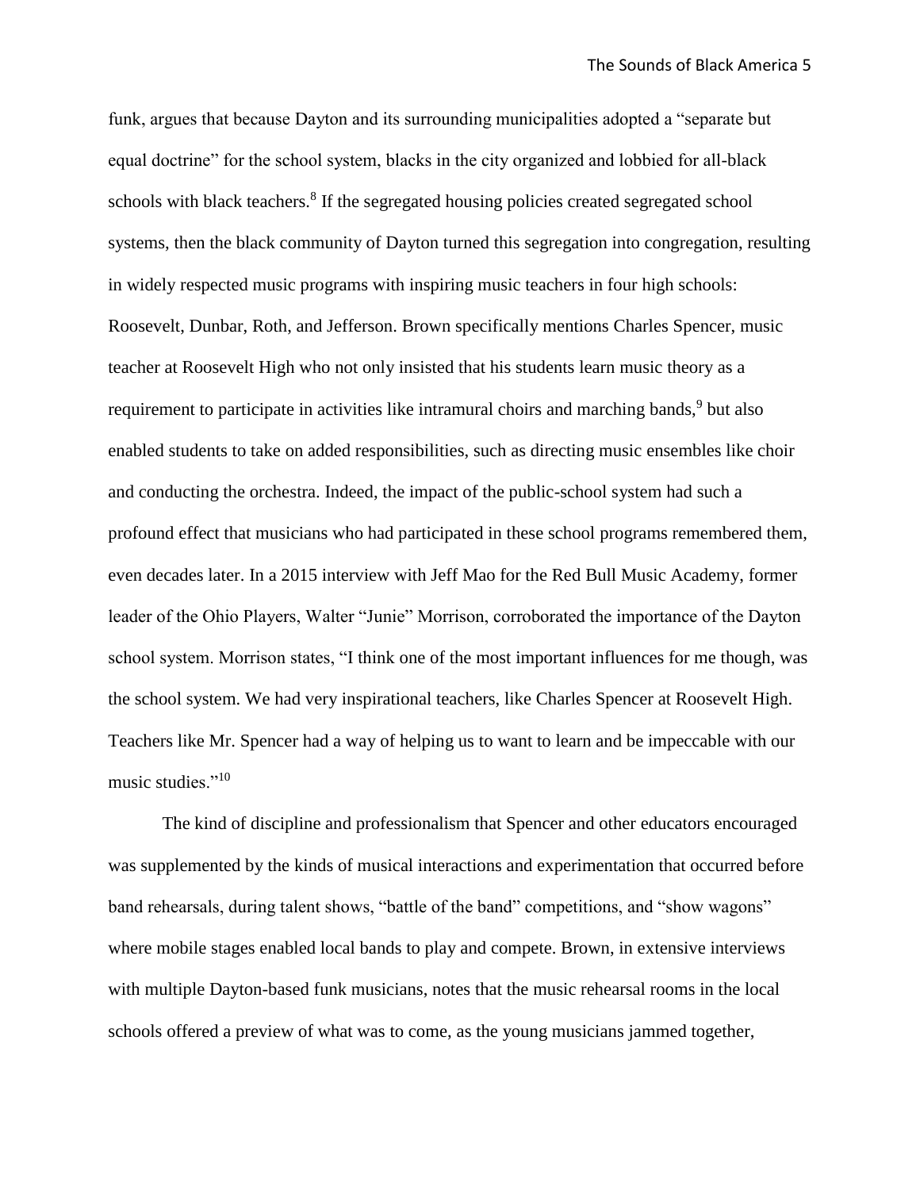funk, argues that because Dayton and its surrounding municipalities adopted a "separate but equal doctrine" for the school system, blacks in the city organized and lobbied for all-black schools with black teachers.[8] If the segregated housing policies created segregated school systems, then the black community of Dayton turned this segregation into congregation, resulting in widely respected music programs with inspiring music teachers in four high schools: Roosevelt, Dunbar, Roth, and Jefferson. Brown specifically mentions Charles Spencer, music teacher at Roosevelt High who not only insisted that his students learn music theory as a requirement to participate in activities like intramural choirs and marching bands,[9] but also enabled students to take on added responsibilities, such as directing music ensembles like choir and conducting the orchestra. Indeed, the impact of the public-school system had such a profound effect that musicians who had participated in these school programs remembered them, even decades later. In a 2015 interview with Jeff Mao for the Red Bull Music Academy, former leader of the Ohio Players, Walter "Junie" Morrison, corroborated the importance of the Dayton school system. Morrison states, "I think one of the most important influences for me though, was the school system. We had very inspirational teachers, like Charles Spencer at Roosevelt High. Teachers like Mr. Spencer had a way of helping us to want to learn and be impeccable with our music studies."[10]

The kind of discipline and professionalism that Spencer and other educators encouraged was supplemented by the kinds of musical interactions and experimentation that occurred before band rehearsals, during talent shows, "battle of the band" competitions, and "show wagons" where mobile stages enabled local bands to play and compete. Brown, in extensive interviews with multiple Dayton-based funk musicians, notes that the music rehearsal rooms in the local schools offered a preview of what was to come, as the young musicians jammed together,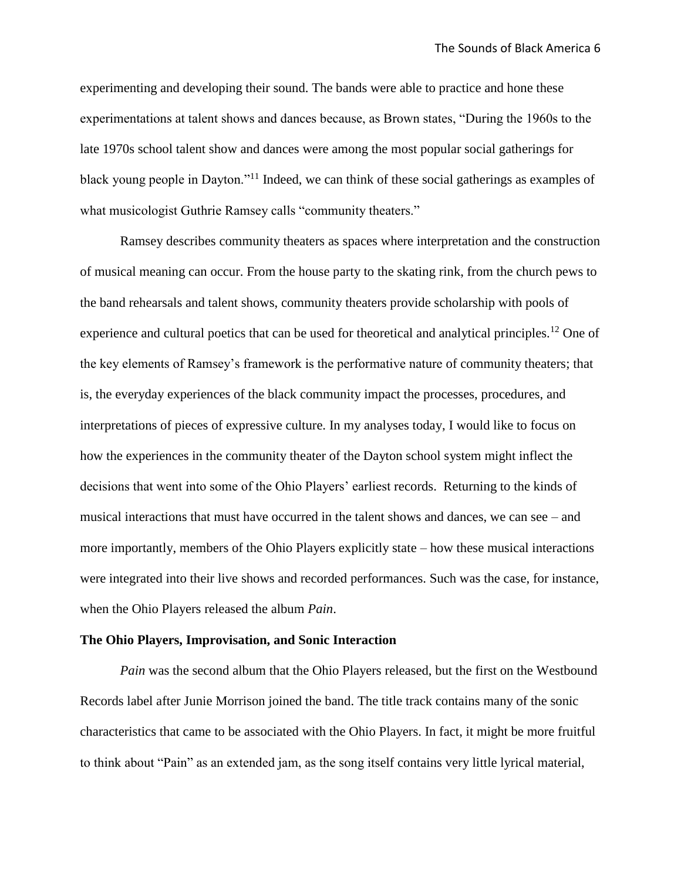experimenting and developing their sound. The bands were able to practice and hone these experimentations at talent shows and dances because, as Brown states, "During the 1960s to the late 1970s school talent show and dances were among the most popular social gatherings for black young people in Dayton."[11] Indeed, we can think of these social gatherings as examples of what musicologist Guthrie Ramsey calls "community theaters."

Ramsey describes community theaters as spaces where interpretation and the construction of musical meaning can occur. From the house party to the skating rink, from the church pews to the band rehearsals and talent shows, community theaters provide scholarship with pools of experience and cultural poetics that can be used for theoretical and analytical principles.[12] One of the key elements of Ramsey's framework is the performative nature of community theaters; that is, the everyday experiences of the black community impact the processes, procedures, and interpretations of pieces of expressive culture. In my analyses today, I would like to focus on how the experiences in the community theater of the Dayton school system might inflect the decisions that went into some of the Ohio Players' earliest records. Returning to the kinds of musical interactions that must have occurred in the talent shows and dances, we can see – and more importantly, members of the Ohio Players explicitly state – how these musical interactions were integrated into their live shows and recorded performances. Such was the case, for instance, when the Ohio Players released the album *Pain*.

**The Ohio Players, Improvisation, and Sonic Interaction**

*Pain* was the second album that the Ohio Players released, but the first on the Westbound Records label after Junie Morrison joined the band. The title track contains many of the sonic characteristics that came to be associated with the Ohio Players. In fact, it might be more fruitful to think about "Pain" as an extended jam, as the song itself contains very little lyrical material,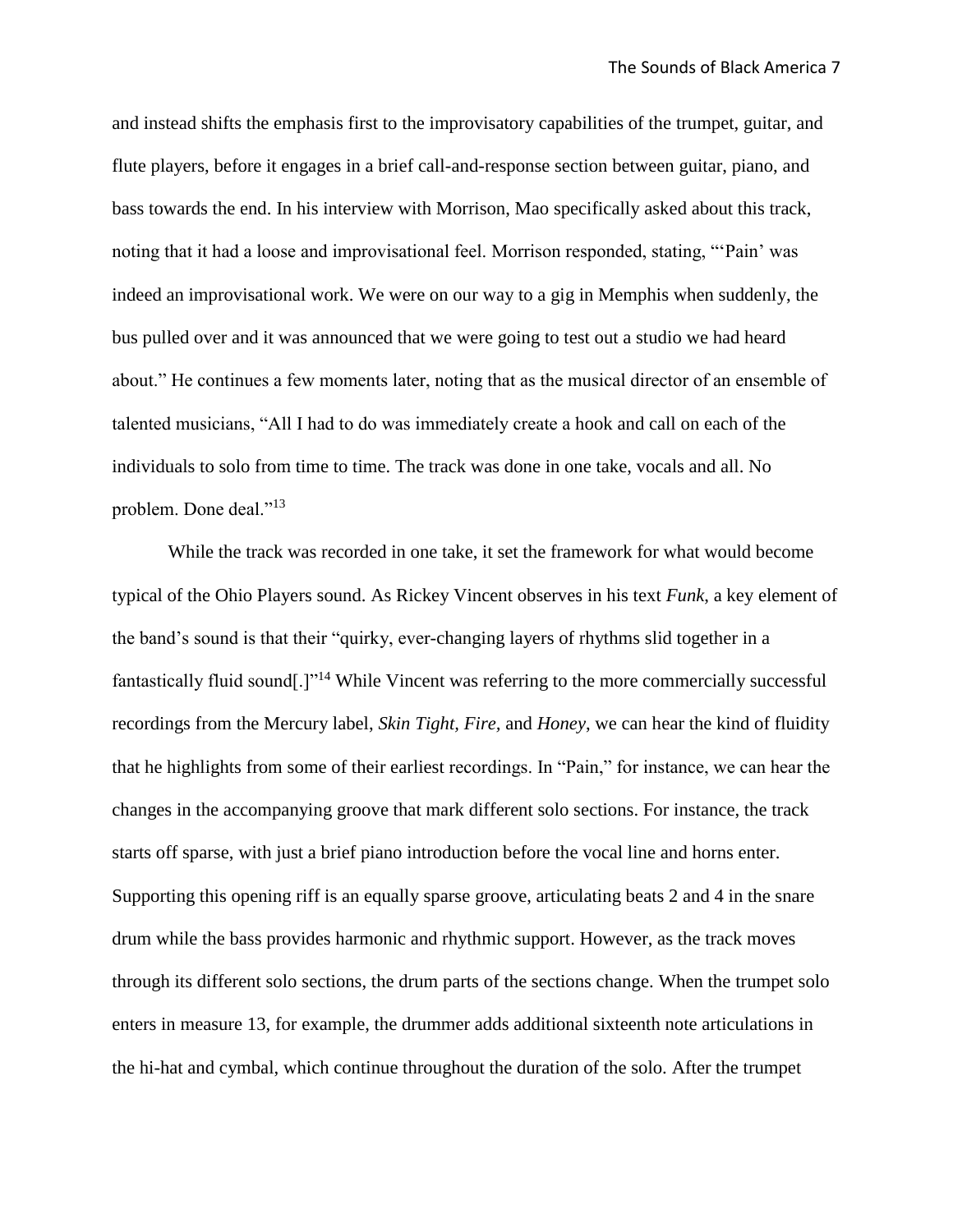and instead shifts the emphasis first to the improvisatory capabilities of the trumpet, guitar, and flute players, before it engages in a brief call-and-response section between guitar, piano, and bass towards the end. In his interview with Morrison, Mao specifically asked about this track, noting that it had a loose and improvisational feel. Morrison responded, stating, "'Pain' was indeed an improvisational work. We were on our way to a gig in Memphis when suddenly, the bus pulled over and it was announced that we were going to test out a studio we had heard about." He continues a few moments later, noting that as the musical director of an ensemble of talented musicians, "All I had to do was immediately create a hook and call on each of the individuals to solo from time to time. The track was done in one take, vocals and all. No problem. Done deal."[13]

While the track was recorded in one take, it set the framework for what would become typical of the Ohio Players sound. As Rickey Vincent observes in his text *Funk*, a key element of the band's sound is that their "quirky, ever-changing layers of rhythms slid together in a fantastically fluid sound[.]"[14] While Vincent was referring to the more commercially successful recordings from the Mercury label, *Skin Tight, Fire,* and *Honey*, we can hear the kind of fluidity that he highlights from some of their earliest recordings. In "Pain," for instance, we can hear the changes in the accompanying groove that mark different solo sections. For instance, the track starts off sparse, with just a brief piano introduction before the vocal line and horns enter. Supporting this opening riff is an equally sparse groove, articulating beats 2 and 4 in the snare drum while the bass provides harmonic and rhythmic support. However, as the track moves through its different solo sections, the drum parts of the sections change. When the trumpet solo enters in measure 13, for example, the drummer adds additional sixteenth note articulations in the hi-hat and cymbal, which continue throughout the duration of the solo. After the trumpet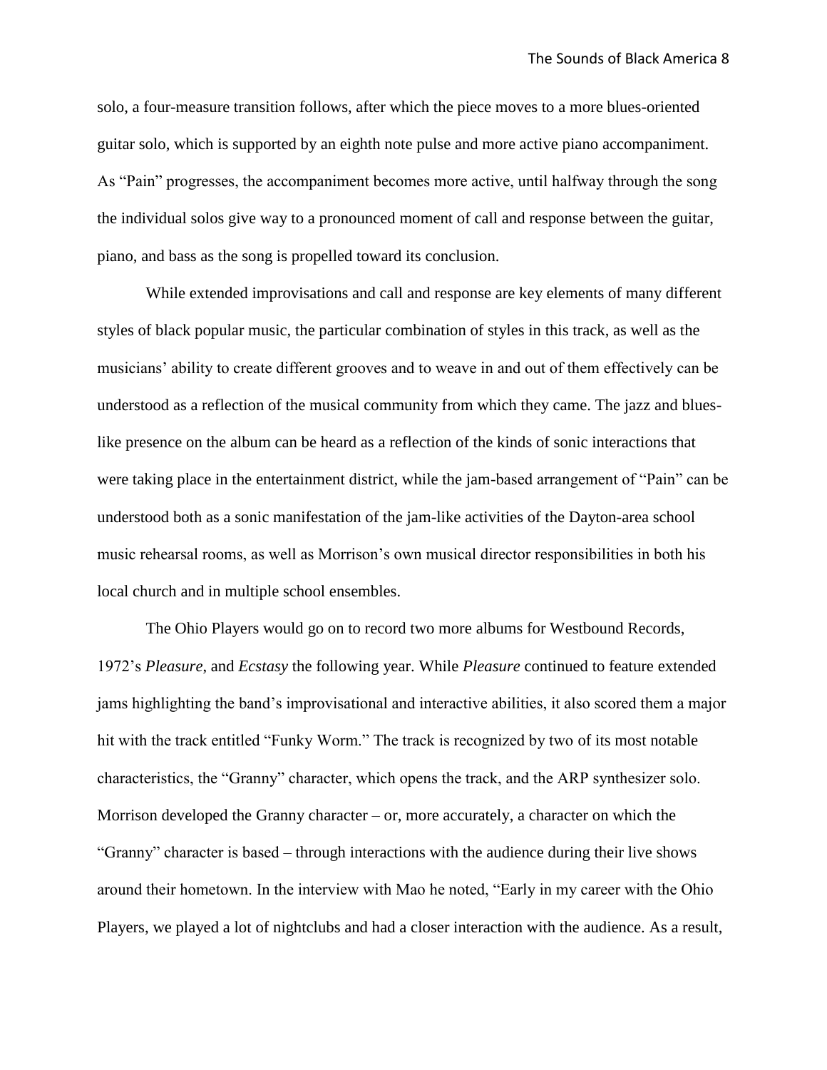solo, a four-measure transition follows, after which the piece moves to a more blues-oriented guitar solo, which is supported by an eighth note pulse and more active piano accompaniment. As "Pain" progresses, the accompaniment becomes more active, until halfway through the song the individual solos give way to a pronounced moment of call and response between the guitar, piano, and bass as the song is propelled toward its conclusion.

While extended improvisations and call and response are key elements of many different styles of black popular music, the particular combination of styles in this track, as well as the musicians' ability to create different grooves and to weave in and out of them effectively can be understood as a reflection of the musical community from which they came. The jazz and blues-like presence on the album can be heard as a reflection of the kinds of sonic interactions that were taking place in the entertainment district, while the jam-based arrangement of "Pain" can be understood both as a sonic manifestation of the jam-like activities of the Dayton-area school music rehearsal rooms, as well as Morrison's own musical director responsibilities in both his local church and in multiple school ensembles.

The Ohio Players would go on to record two more albums for Westbound Records, 1972's *Pleasure*, and *Ecstasy* the following year. While *Pleasure* continued to feature extended jams highlighting the band's improvisational and interactive abilities, it also scored them a major hit with the track entitled "Funky Worm." The track is recognized by two of its most notable characteristics, the "Granny" character, which opens the track, and the ARP synthesizer solo. Morrison developed the Granny character – or, more accurately, a character on which the "Granny" character is based – through interactions with the audience during their live shows around their hometown. In the interview with Mao he noted, "Early in my career with the Ohio Players, we played a lot of nightclubs and had a closer interaction with the audience. As a result,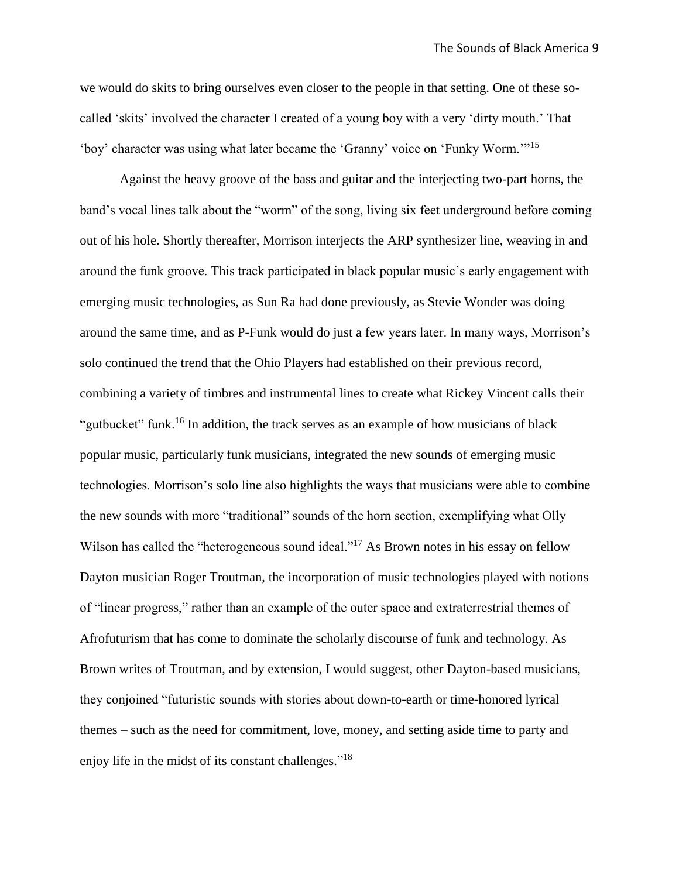we would do skits to bring ourselves even closer to the people in that setting. One of these so-called 'skits' involved the character I created of a young boy with a very 'dirty mouth.' That 'boy' character was using what later became the 'Granny' voice on 'Funky Worm.'"[15]

Against the heavy groove of the bass and guitar and the interjecting two-part horns, the band's vocal lines talk about the "worm" of the song, living six feet underground before coming out of his hole. Shortly thereafter, Morrison interjects the ARP synthesizer line, weaving in and around the funk groove. This track participated in black popular music's early engagement with emerging music technologies, as Sun Ra had done previously, as Stevie Wonder was doing around the same time, and as P-Funk would do just a few years later. In many ways, Morrison's solo continued the trend that the Ohio Players had established on their previous record, combining a variety of timbres and instrumental lines to create what Rickey Vincent calls their "gutbucket" funk.[16] In addition, the track serves as an example of how musicians of black popular music, particularly funk musicians, integrated the new sounds of emerging music technologies. Morrison's solo line also highlights the ways that musicians were able to combine the new sounds with more "traditional" sounds of the horn section, exemplifying what Olly Wilson has called the "heterogeneous sound ideal."[17] As Brown notes in his essay on fellow Dayton musician Roger Troutman, the incorporation of music technologies played with notions of "linear progress," rather than an example of the outer space and extraterrestrial themes of Afrofuturism that has come to dominate the scholarly discourse of funk and technology. As Brown writes of Troutman, and by extension, I would suggest, other Dayton-based musicians, they conjoined "futuristic sounds with stories about down-to-earth or time-honored lyrical themes – such as the need for commitment, love, money, and setting aside time to party and enjoy life in the midst of its constant challenges."[18]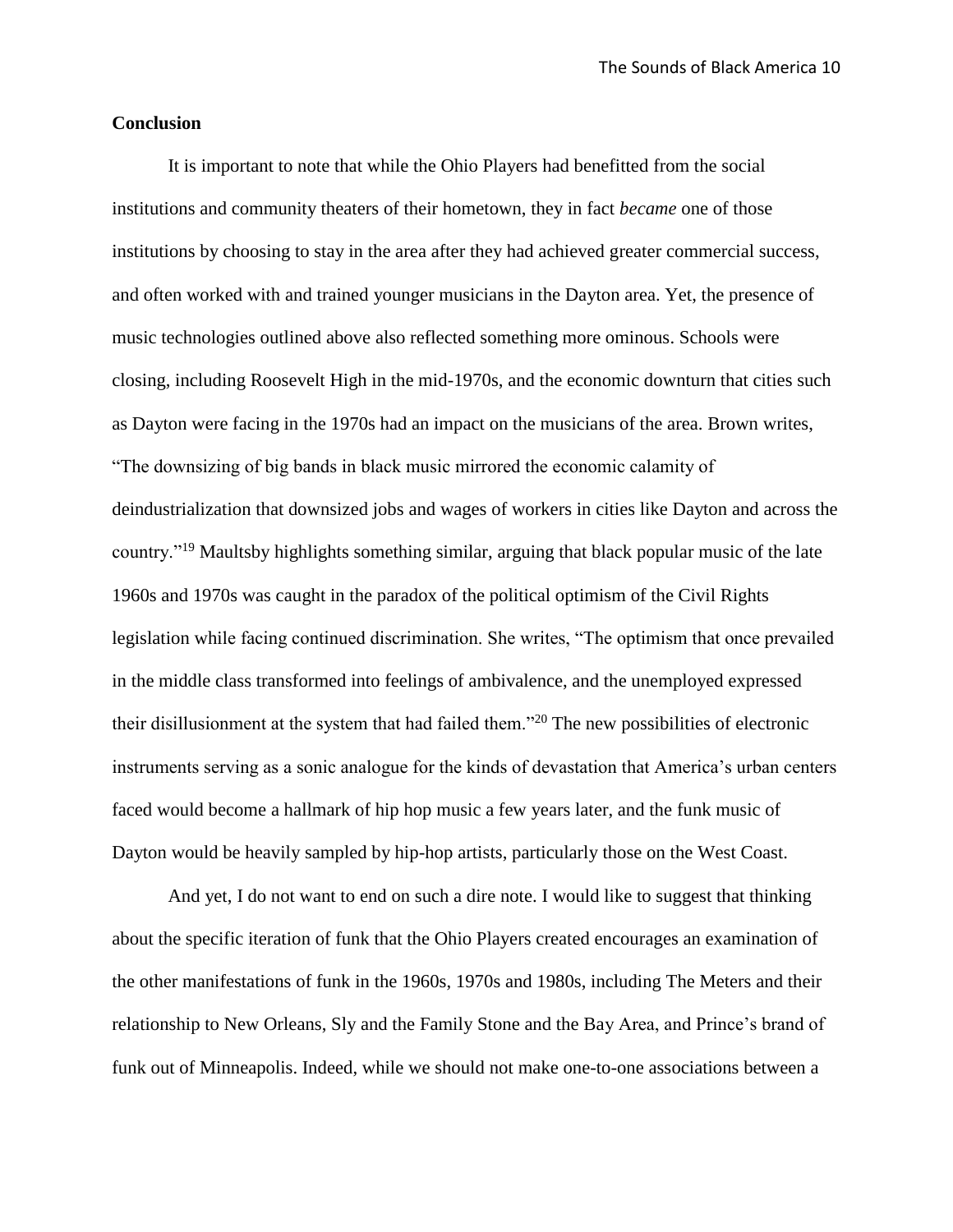**Conclusion**

It is important to note that while the Ohio Players had benefitted from the social institutions and community theaters of their hometown, they in fact *became* one of those institutions by choosing to stay in the area after they had achieved greater commercial success, and often worked with and trained younger musicians in the Dayton area. Yet, the presence of music technologies outlined above also reflected something more ominous. Schools were closing, including Roosevelt High in the mid-1970s, and the economic downturn that cities such as Dayton were facing in the 1970s had an impact on the musicians of the area. Brown writes, "The downsizing of big bands in black music mirrored the economic calamity of deindustrialization that downsized jobs and wages of workers in cities like Dayton and across the country."[19] Maultsby highlights something similar, arguing that black popular music of the late 1960s and 1970s was caught in the paradox of the political optimism of the Civil Rights legislation while facing continued discrimination. She writes, "The optimism that once prevailed in the middle class transformed into feelings of ambivalence, and the unemployed expressed their disillusionment at the system that had failed them."[20] The new possibilities of electronic instruments serving as a sonic analogue for the kinds of devastation that America's urban centers faced would become a hallmark of hip hop music a few years later, and the funk music of Dayton would be heavily sampled by hip-hop artists, particularly those on the West Coast.

And yet, I do not want to end on such a dire note. I would like to suggest that thinking about the specific iteration of funk that the Ohio Players created encourages an examination of the other manifestations of funk in the 1960s, 1970s and 1980s, including The Meters and their relationship to New Orleans, Sly and the Family Stone and the Bay Area, and Prince's brand of funk out of Minneapolis. Indeed, while we should not make one-to-one associations between a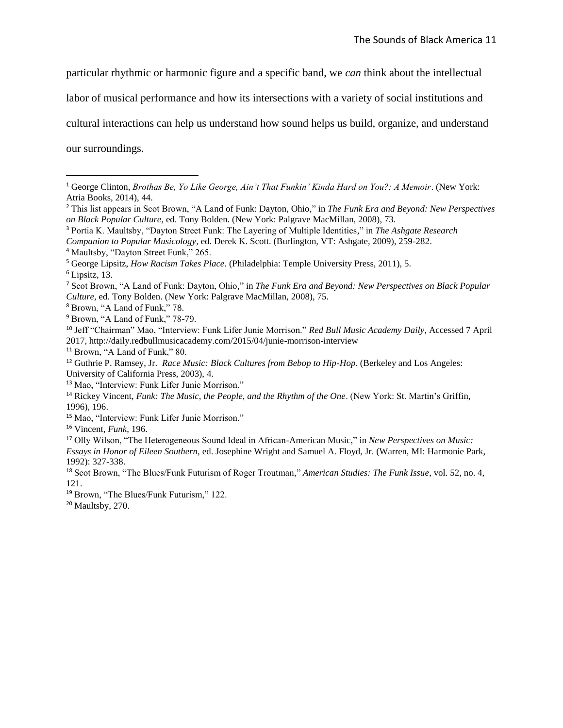particular rhythmic or harmonic figure and a specific band, we *can* think about the intellectual labor of musical performance and how its intersections with a variety of social institutions and cultural interactions can help us understand how sound helps us build, organize, and understand our surroundings.

---

[1] George Clinton, *Brothas Be, Yo Like George, Ain't That Funkin' Kinda Hard on You?: A Memoir*. (New York: Atria Books, 2014), 44.
[2] This list appears in Scot Brown, "A Land of Funk: Dayton, Ohio," in *The Funk Era and Beyond: New Perspectives on Black Popular Culture*, ed. Tony Bolden. (New York: Palgrave MacMillan, 2008), 73.
[3] Portia K. Maultsby, "Dayton Street Funk: The Layering of Multiple Identities," in *The Ashgate Research Companion to Popular Musicology*, ed. Derek K. Scott. (Burlington, VT: Ashgate, 2009), 259-282.
[4] Maultsby, "Dayton Street Funk," 265.
[5] George Lipsitz, *How Racism Takes Place*. (Philadelphia: Temple University Press, 2011), 5.
[6] Lipsitz, 13.
[7] Scot Brown, "A Land of Funk: Dayton, Ohio," in *The Funk Era and Beyond: New Perspectives on Black Popular Culture*, ed. Tony Bolden. (New York: Palgrave MacMillan, 2008), 75.
[8] Brown, "A Land of Funk," 78.
[9] Brown, "A Land of Funk," 78-79.
[10] Jeff "Chairman" Mao, "Interview: Funk Lifer Junie Morrison." *Red Bull Music Academy Daily*, Accessed 7 April 2017, http://daily.redbullmusicacademy.com/2015/04/junie-morrison-interview
[11] Brown, "A Land of Funk," 80.
[12] Guthrie P. Ramsey, Jr. *Race Music: Black Cultures from Bebop to Hip-Hop.* (Berkeley and Los Angeles: University of California Press, 2003), 4.
[13] Mao, "Interview: Funk Lifer Junie Morrison."
[14] Rickey Vincent, *Funk: The Music, the People, and the Rhythm of the One*. (New York: St. Martin's Griffin, 1996), 196.
[15] Mao, "Interview: Funk Lifer Junie Morrison."
[16] Vincent, *Funk*, 196.
[17] Olly Wilson, "The Heterogeneous Sound Ideal in African-American Music," in *New Perspectives on Music: Essays in Honor of Eileen Southern,* ed. Josephine Wright and Samuel A. Floyd, Jr. (Warren, MI: Harmonie Park, 1992): 327-338.
[18] Scot Brown, "The Blues/Funk Futurism of Roger Troutman," *American Studies: The Funk Issue*, vol. 52, no. 4, 121.
[19] Brown, "The Blues/Funk Futurism," 122.
[20] Maultsby, 270.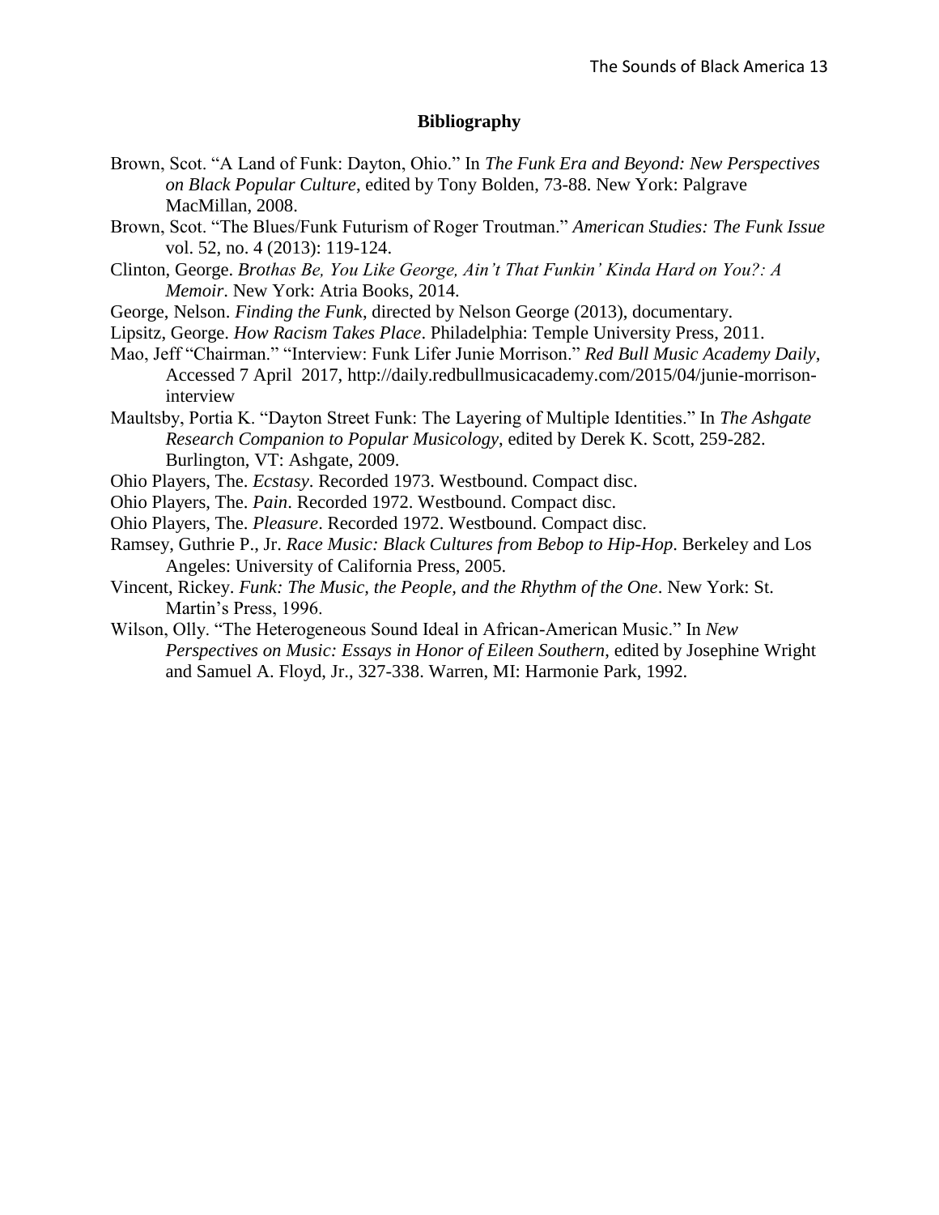## Bibliography

Brown, Scot. "A Land of Funk: Dayton, Ohio." In *The Funk Era and Beyond: New Perspectives on Black Popular Culture*, edited by Tony Bolden, 73-88. New York: Palgrave MacMillan, 2008.

Brown, Scot. "The Blues/Funk Futurism of Roger Troutman." *American Studies: The Funk Issue* vol. 52, no. 4 (2013): 119-124.

Clinton, George. *Brothas Be, You Like George, Ain't That Funkin' Kinda Hard on You?: A Memoir*. New York: Atria Books, 2014.

George, Nelson. *Finding the Funk*, directed by Nelson George (2013), documentary.

Lipsitz, George. *How Racism Takes Place*. Philadelphia: Temple University Press, 2011.

Mao, Jeff "Chairman." "Interview: Funk Lifer Junie Morrison." *Red Bull Music Academy Daily*, Accessed 7 April 2017, http://daily.redbullmusicacademy.com/2015/04/junie-morrison-interview

Maultsby, Portia K. "Dayton Street Funk: The Layering of Multiple Identities." In *The Ashgate Research Companion to Popular Musicology*, edited by Derek K. Scott, 259-282. Burlington, VT: Ashgate, 2009.

Ohio Players, The. *Ecstasy*. Recorded 1973. Westbound. Compact disc.

Ohio Players, The. *Pain*. Recorded 1972. Westbound. Compact disc.

Ohio Players, The. *Pleasure*. Recorded 1972. Westbound. Compact disc.

Ramsey, Guthrie P., Jr. *Race Music: Black Cultures from Bebop to Hip-Hop*. Berkeley and Los Angeles: University of California Press, 2005.

Vincent, Rickey. *Funk: The Music, the People, and the Rhythm of the One*. New York: St. Martin's Press, 1996.

Wilson, Olly. "The Heterogeneous Sound Ideal in African-American Music." In *New Perspectives on Music: Essays in Honor of Eileen Southern*, edited by Josephine Wright and Samuel A. Floyd, Jr., 327-338. Warren, MI: Harmonie Park, 1992.